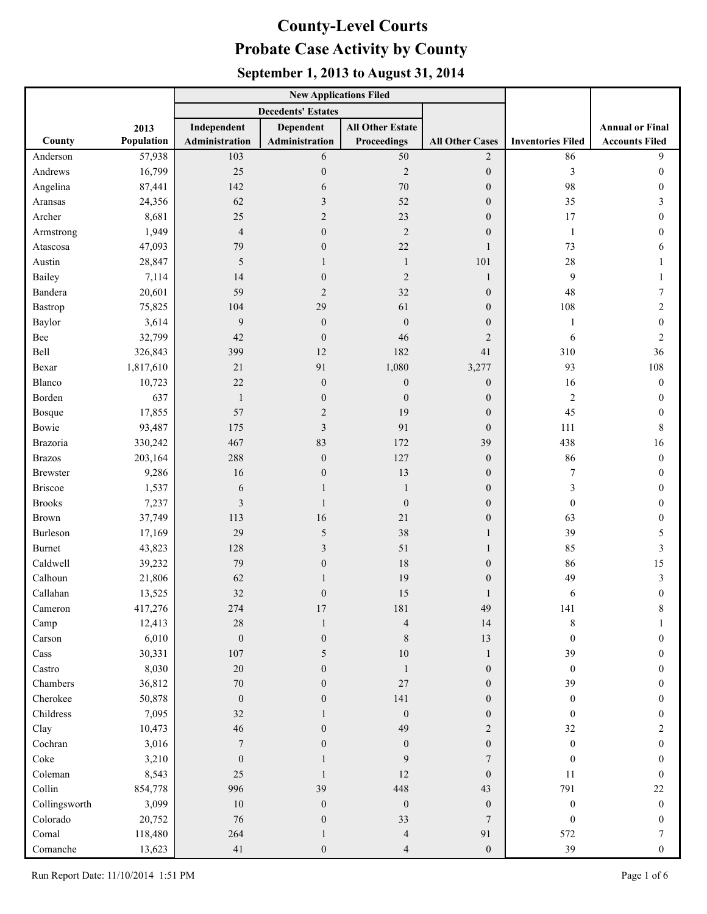# County-Level Courts

## Probate Case Activity by County

### September 1, 2013 to August 31, 2014

| | | New Applications Filed | | | | | |
|---|---|---|---|---|---|---|---|
| | | Decedents' Estates | | | | | |
| County | 2013 Population | Independent Administration | Dependent Administration | All Other Estate Proceedings | All Other Cases | Inventories Filed | Annual or Final Accounts Filed |
| Anderson | 57,938 | 103 | 6 | 50 | 2 | 86 | 9 |
| Andrews | 16,799 | 25 | 0 | 2 | 0 | 3 | 0 |
| Angelina | 87,441 | 142 | 6 | 70 | 0 | 98 | 0 |
| Aransas | 24,356 | 62 | 3 | 52 | 0 | 35 | 3 |
| Archer | 8,681 | 25 | 2 | 23 | 0 | 17 | 0 |
| Armstrong | 1,949 | 4 | 0 | 2 | 0 | 1 | 0 |
| Atascosa | 47,093 | 79 | 0 | 22 | 1 | 73 | 6 |
| Austin | 28,847 | 5 | 1 | 1 | 101 | 28 | 1 |
| Bailey | 7,114 | 14 | 0 | 2 | 1 | 9 | 1 |
| Bandera | 20,601 | 59 | 2 | 32 | 0 | 48 | 7 |
| Bastrop | 75,825 | 104 | 29 | 61 | 0 | 108 | 2 |
| Baylor | 3,614 | 9 | 0 | 0 | 0 | 1 | 0 |
| Bee | 32,799 | 42 | 0 | 46 | 2 | 6 | 2 |
| Bell | 326,843 | 399 | 12 | 182 | 41 | 310 | 36 |
| Bexar | 1,817,610 | 21 | 91 | 1,080 | 3,277 | 93 | 108 |
| Blanco | 10,723 | 22 | 0 | 0 | 0 | 16 | 0 |
| Borden | 637 | 1 | 0 | 0 | 0 | 2 | 0 |
| Bosque | 17,855 | 57 | 2 | 19 | 0 | 45 | 0 |
| Bowie | 93,487 | 175 | 3 | 91 | 0 | 111 | 8 |
| Brazoria | 330,242 | 467 | 83 | 172 | 39 | 438 | 16 |
| Brazos | 203,164 | 288 | 0 | 127 | 0 | 86 | 0 |
| Brewster | 9,286 | 16 | 0 | 13 | 0 | 7 | 0 |
| Briscoe | 1,537 | 6 | 1 | 1 | 0 | 3 | 0 |
| Brooks | 7,237 | 3 | 1 | 0 | 0 | 0 | 0 |
| Brown | 37,749 | 113 | 16 | 21 | 0 | 63 | 0 |
| Burleson | 17,169 | 29 | 5 | 38 | 1 | 39 | 5 |
| Burnet | 43,823 | 128 | 3 | 51 | 1 | 85 | 3 |
| Caldwell | 39,232 | 79 | 0 | 18 | 0 | 86 | 15 |
| Calhoun | 21,806 | 62 | 1 | 19 | 0 | 49 | 3 |
| Callahan | 13,525 | 32 | 0 | 15 | 1 | 6 | 0 |
| Cameron | 417,276 | 274 | 17 | 181 | 49 | 141 | 8 |
| Camp | 12,413 | 28 | 1 | 4 | 14 | 8 | 1 |
| Carson | 6,010 | 0 | 0 | 8 | 13 | 0 | 0 |
| Cass | 30,331 | 107 | 5 | 10 | 1 | 39 | 0 |
| Castro | 8,030 | 20 | 0 | 1 | 0 | 0 | 0 |
| Chambers | 36,812 | 70 | 0 | 27 | 0 | 39 | 0 |
| Cherokee | 50,878 | 0 | 0 | 141 | 0 | 0 | 0 |
| Childress | 7,095 | 32 | 1 | 0 | 0 | 0 | 0 |
| Clay | 10,473 | 46 | 0 | 49 | 2 | 32 | 2 |
| Cochran | 3,016 | 7 | 0 | 0 | 0 | 0 | 0 |
| Coke | 3,210 | 0 | 1 | 9 | 7 | 0 | 0 |
| Coleman | 8,543 | 25 | 1 | 12 | 0 | 11 | 0 |
| Collin | 854,778 | 996 | 39 | 448 | 43 | 791 | 22 |
| Collingsworth | 3,099 | 10 | 0 | 0 | 0 | 0 | 0 |
| Colorado | 20,752 | 76 | 0 | 33 | 7 | 0 | 0 |
| Comal | 118,480 | 264 | 1 | 4 | 91 | 572 | 7 |
| Comanche | 13,623 | 41 | 0 | 4 | 0 | 39 | 0 |

Run Report Date: 11/10/2014 1:51 PM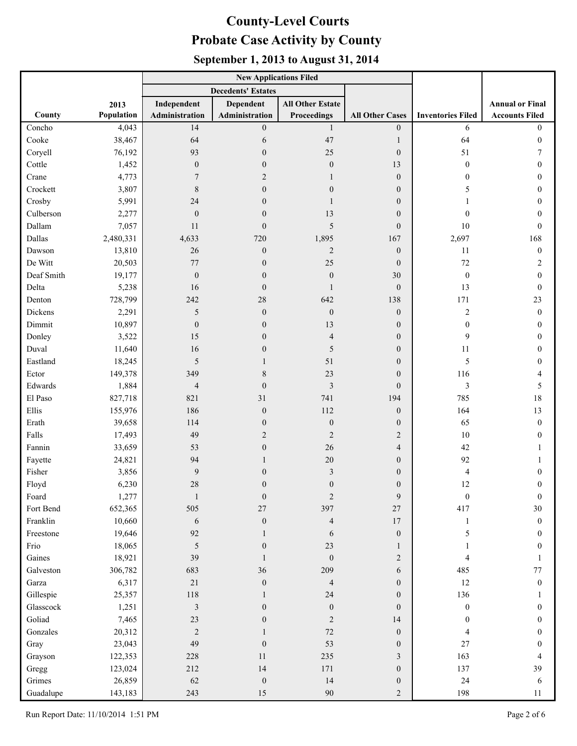# County-Level Courts
# Probate Case Activity by County
## September 1, 2013 to August 31, 2014

| | | New Applications Filed | | | | | |
|---|---|---|---|---|---|---|---|
| | | Decedents' Estates | | | | | |
| County | 2013 Population | Independent Administration | Dependent Administration | All Other Estate Proceedings | All Other Cases | Inventories Filed | Annual or Final Accounts Filed |
| Concho | 4,043 | 14 | 0 | 1 | 0 | 6 | 0 |
| Cooke | 38,467 | 64 | 6 | 47 | 1 | 64 | 0 |
| Coryell | 76,192 | 93 | 0 | 25 | 0 | 51 | 7 |
| Cottle | 1,452 | 0 | 0 | 0 | 13 | 0 | 0 |
| Crane | 4,773 | 7 | 2 | 1 | 0 | 0 | 0 |
| Crockett | 3,807 | 8 | 0 | 0 | 0 | 5 | 0 |
| Crosby | 5,991 | 24 | 0 | 1 | 0 | 1 | 0 |
| Culberson | 2,277 | 0 | 0 | 13 | 0 | 0 | 0 |
| Dallam | 7,057 | 11 | 0 | 5 | 0 | 10 | 0 |
| Dallas | 2,480,331 | 4,633 | 720 | 1,895 | 167 | 2,697 | 168 |
| Dawson | 13,810 | 26 | 0 | 2 | 0 | 11 | 0 |
| De Witt | 20,503 | 77 | 0 | 25 | 0 | 72 | 2 |
| Deaf Smith | 19,177 | 0 | 0 | 0 | 30 | 0 | 0 |
| Delta | 5,238 | 16 | 0 | 1 | 0 | 13 | 0 |
| Denton | 728,799 | 242 | 28 | 642 | 138 | 171 | 23 |
| Dickens | 2,291 | 5 | 0 | 0 | 0 | 2 | 0 |
| Dimmit | 10,897 | 0 | 0 | 13 | 0 | 0 | 0 |
| Donley | 3,522 | 15 | 0 | 4 | 0 | 9 | 0 |
| Duval | 11,640 | 16 | 0 | 5 | 0 | 11 | 0 |
| Eastland | 18,245 | 5 | 1 | 51 | 0 | 5 | 0 |
| Ector | 149,378 | 349 | 8 | 23 | 0 | 116 | 4 |
| Edwards | 1,884 | 4 | 0 | 3 | 0 | 3 | 5 |
| El Paso | 827,718 | 821 | 31 | 741 | 194 | 785 | 18 |
| Ellis | 155,976 | 186 | 0 | 112 | 0 | 164 | 13 |
| Erath | 39,658 | 114 | 0 | 0 | 0 | 65 | 0 |
| Falls | 17,493 | 49 | 2 | 2 | 2 | 10 | 0 |
| Fannin | 33,659 | 53 | 0 | 26 | 4 | 42 | 1 |
| Fayette | 24,821 | 94 | 1 | 20 | 0 | 92 | 1 |
| Fisher | 3,856 | 9 | 0 | 3 | 0 | 4 | 0 |
| Floyd | 6,230 | 28 | 0 | 0 | 0 | 12 | 0 |
| Foard | 1,277 | 1 | 0 | 2 | 9 | 0 | 0 |
| Fort Bend | 652,365 | 505 | 27 | 397 | 27 | 417 | 30 |
| Franklin | 10,660 | 6 | 0 | 4 | 17 | 1 | 0 |
| Freestone | 19,646 | 92 | 1 | 6 | 0 | 5 | 0 |
| Frio | 18,065 | 5 | 0 | 23 | 1 | 1 | 0 |
| Gaines | 18,921 | 39 | 1 | 0 | 2 | 4 | 1 |
| Galveston | 306,782 | 683 | 36 | 209 | 6 | 485 | 77 |
| Garza | 6,317 | 21 | 0 | 4 | 0 | 12 | 0 |
| Gillespie | 25,357 | 118 | 1 | 24 | 0 | 136 | 1 |
| Glasscock | 1,251 | 3 | 0 | 0 | 0 | 0 | 0 |
| Goliad | 7,465 | 23 | 0 | 2 | 14 | 0 | 0 |
| Gonzales | 20,312 | 2 | 1 | 72 | 0 | 4 | 0 |
| Gray | 23,043 | 49 | 0 | 53 | 0 | 27 | 0 |
| Grayson | 122,353 | 228 | 11 | 235 | 3 | 163 | 4 |
| Gregg | 123,024 | 212 | 14 | 171 | 0 | 137 | 39 |
| Grimes | 26,859 | 62 | 0 | 14 | 0 | 24 | 6 |
| Guadalupe | 143,183 | 243 | 15 | 90 | 2 | 198 | 11 |

Run Report Date: 11/10/2014 1:51 PM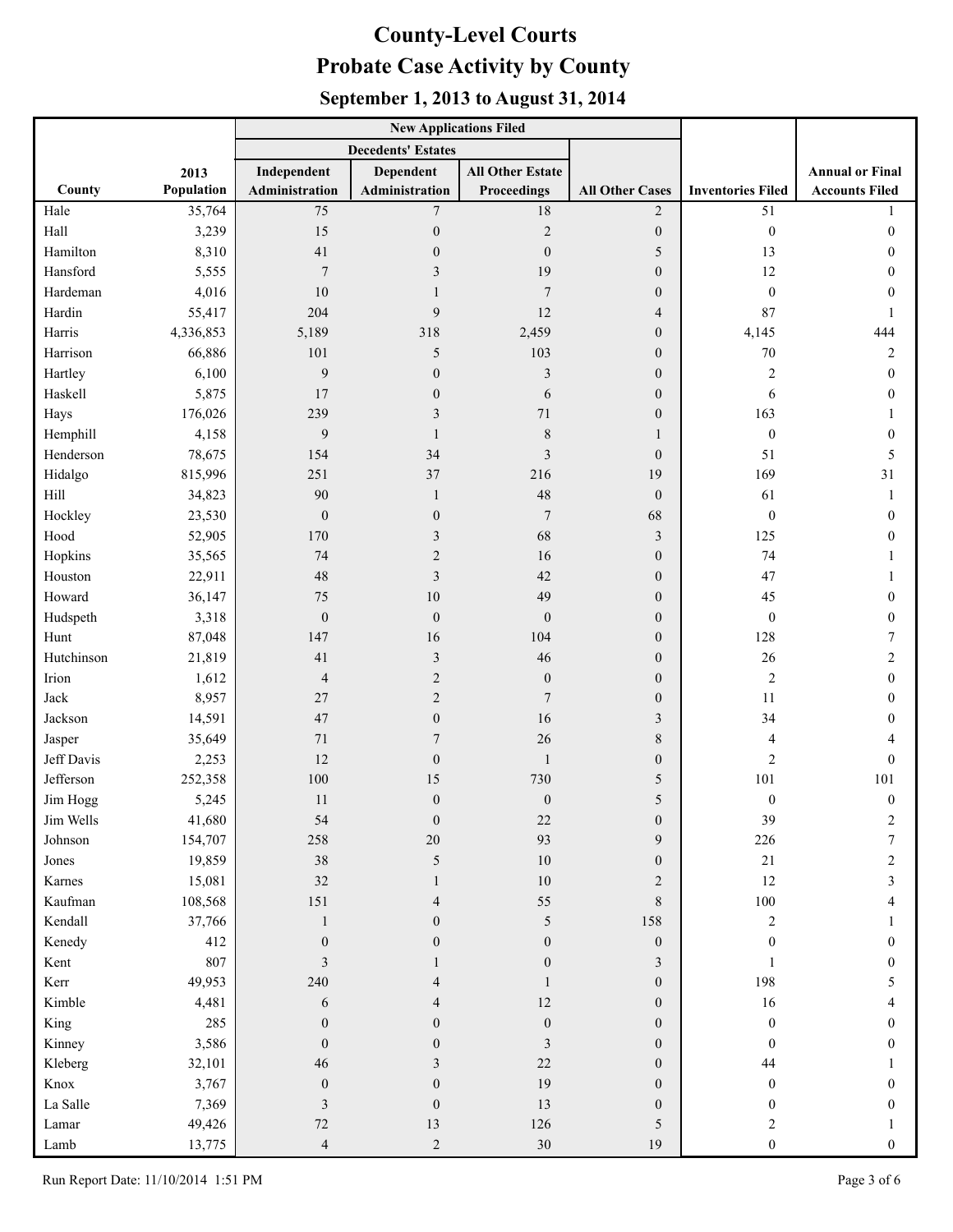# County-Level Courts

# Probate Case Activity by County

## September 1, 2013 to August 31, 2014

| | | New Applications Filed | | | | | |
|---|---|---|---|---|---|---|---|
| | | Decedents' Estates | | | | | |
| County | 2013 Population | Independent Administration | Dependent Administration | All Other Estate Proceedings | All Other Cases | Inventories Filed | Annual or Final Accounts Filed |
| Hale | 35,764 | 75 | 7 | 18 | 2 | 51 | 1 |
| Hall | 3,239 | 15 | 0 | 2 | 0 | 0 | 0 |
| Hamilton | 8,310 | 41 | 0 | 0 | 5 | 13 | 0 |
| Hansford | 5,555 | 7 | 3 | 19 | 0 | 12 | 0 |
| Hardeman | 4,016 | 10 | 1 | 7 | 0 | 0 | 0 |
| Hardin | 55,417 | 204 | 9 | 12 | 4 | 87 | 1 |
| Harris | 4,336,853 | 5,189 | 318 | 2,459 | 0 | 4,145 | 444 |
| Harrison | 66,886 | 101 | 5 | 103 | 0 | 70 | 2 |
| Hartley | 6,100 | 9 | 0 | 3 | 0 | 2 | 0 |
| Haskell | 5,875 | 17 | 0 | 6 | 0 | 6 | 0 |
| Hays | 176,026 | 239 | 3 | 71 | 0 | 163 | 1 |
| Hemphill | 4,158 | 9 | 1 | 8 | 1 | 0 | 0 |
| Henderson | 78,675 | 154 | 34 | 3 | 0 | 51 | 5 |
| Hidalgo | 815,996 | 251 | 37 | 216 | 19 | 169 | 31 |
| Hill | 34,823 | 90 | 1 | 48 | 0 | 61 | 1 |
| Hockley | 23,530 | 0 | 0 | 7 | 68 | 0 | 0 |
| Hood | 52,905 | 170 | 3 | 68 | 3 | 125 | 0 |
| Hopkins | 35,565 | 74 | 2 | 16 | 0 | 74 | 1 |
| Houston | 22,911 | 48 | 3 | 42 | 0 | 47 | 1 |
| Howard | 36,147 | 75 | 10 | 49 | 0 | 45 | 0 |
| Hudspeth | 3,318 | 0 | 0 | 0 | 0 | 0 | 0 |
| Hunt | 87,048 | 147 | 16 | 104 | 0 | 128 | 7 |
| Hutchinson | 21,819 | 41 | 3 | 46 | 0 | 26 | 2 |
| Irion | 1,612 | 4 | 2 | 0 | 0 | 2 | 0 |
| Jack | 8,957 | 27 | 2 | 7 | 0 | 11 | 0 |
| Jackson | 14,591 | 47 | 0 | 16 | 3 | 34 | 0 |
| Jasper | 35,649 | 71 | 7 | 26 | 8 | 4 | 4 |
| Jeff Davis | 2,253 | 12 | 0 | 1 | 0 | 2 | 0 |
| Jefferson | 252,358 | 100 | 15 | 730 | 5 | 101 | 101 |
| Jim Hogg | 5,245 | 11 | 0 | 0 | 5 | 0 | 0 |
| Jim Wells | 41,680 | 54 | 0 | 22 | 0 | 39 | 2 |
| Johnson | 154,707 | 258 | 20 | 93 | 9 | 226 | 7 |
| Jones | 19,859 | 38 | 5 | 10 | 0 | 21 | 2 |
| Karnes | 15,081 | 32 | 1 | 10 | 2 | 12 | 3 |
| Kaufman | 108,568 | 151 | 4 | 55 | 8 | 100 | 4 |
| Kendall | 37,766 | 1 | 0 | 5 | 158 | 2 | 1 |
| Kenedy | 412 | 0 | 0 | 0 | 0 | 0 | 0 |
| Kent | 807 | 3 | 1 | 0 | 3 | 1 | 0 |
| Kerr | 49,953 | 240 | 4 | 1 | 0 | 198 | 5 |
| Kimble | 4,481 | 6 | 4 | 12 | 0 | 16 | 4 |
| King | 285 | 0 | 0 | 0 | 0 | 0 | 0 |
| Kinney | 3,586 | 0 | 0 | 3 | 0 | 0 | 0 |
| Kleberg | 32,101 | 46 | 3 | 22 | 0 | 44 | 1 |
| Knox | 3,767 | 0 | 0 | 19 | 0 | 0 | 0 |
| La Salle | 7,369 | 3 | 0 | 13 | 0 | 0 | 0 |
| Lamar | 49,426 | 72 | 13 | 126 | 5 | 2 | 1 |
| Lamb | 13,775 | 4 | 2 | 30 | 19 | 0 | 0 |

Run Report Date: 11/10/2014 1:51 PM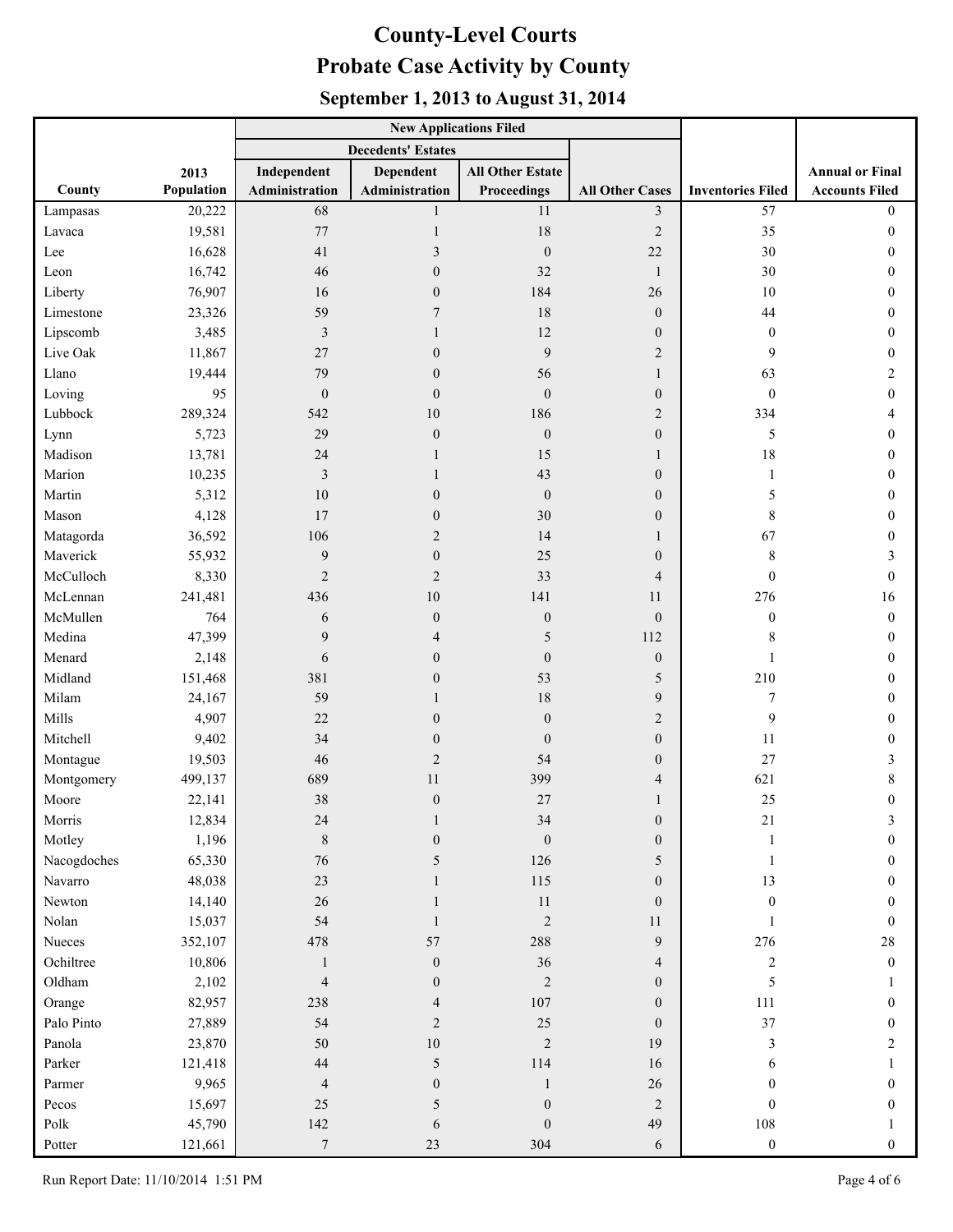# County-Level Courts

## Probate Case Activity by County

### September 1, 2013 to August 31, 2014

| | | New Applications Filed | | | | | |
|---|---|---|---|---|---|---|---|
| | | Decedents' Estates | | | | | |
| County | 2013 Population | Independent Administration | Dependent Administration | All Other Estate Proceedings | All Other Cases | Inventories Filed | Annual or Final Accounts Filed |
| Lampasas | 20,222 | 68 | 1 | 11 | 3 | 57 | 0 |
| Lavaca | 19,581 | 77 | 1 | 18 | 2 | 35 | 0 |
| Lee | 16,628 | 41 | 3 | 0 | 22 | 30 | 0 |
| Leon | 16,742 | 46 | 0 | 32 | 1 | 30 | 0 |
| Liberty | 76,907 | 16 | 0 | 184 | 26 | 10 | 0 |
| Limestone | 23,326 | 59 | 7 | 18 | 0 | 44 | 0 |
| Lipscomb | 3,485 | 3 | 1 | 12 | 0 | 0 | 0 |
| Live Oak | 11,867 | 27 | 0 | 9 | 2 | 9 | 0 |
| Llano | 19,444 | 79 | 0 | 56 | 1 | 63 | 2 |
| Loving | 95 | 0 | 0 | 0 | 0 | 0 | 0 |
| Lubbock | 289,324 | 542 | 10 | 186 | 2 | 334 | 4 |
| Lynn | 5,723 | 29 | 0 | 0 | 0 | 5 | 0 |
| Madison | 13,781 | 24 | 1 | 15 | 1 | 18 | 0 |
| Marion | 10,235 | 3 | 1 | 43 | 0 | 1 | 0 |
| Martin | 5,312 | 10 | 0 | 0 | 0 | 5 | 0 |
| Mason | 4,128 | 17 | 0 | 30 | 0 | 8 | 0 |
| Matagorda | 36,592 | 106 | 2 | 14 | 1 | 67 | 0 |
| Maverick | 55,932 | 9 | 0 | 25 | 0 | 8 | 3 |
| McCulloch | 8,330 | 2 | 2 | 33 | 4 | 0 | 0 |
| McLennan | 241,481 | 436 | 10 | 141 | 11 | 276 | 16 |
| McMullen | 764 | 6 | 0 | 0 | 0 | 0 | 0 |
| Medina | 47,399 | 9 | 4 | 5 | 112 | 8 | 0 |
| Menard | 2,148 | 6 | 0 | 0 | 0 | 1 | 0 |
| Midland | 151,468 | 381 | 0 | 53 | 5 | 210 | 0 |
| Milam | 24,167 | 59 | 1 | 18 | 9 | 7 | 0 |
| Mills | 4,907 | 22 | 0 | 0 | 2 | 9 | 0 |
| Mitchell | 9,402 | 34 | 0 | 0 | 0 | 11 | 0 |
| Montague | 19,503 | 46 | 2 | 54 | 0 | 27 | 3 |
| Montgomery | 499,137 | 689 | 11 | 399 | 4 | 621 | 8 |
| Moore | 22,141 | 38 | 0 | 27 | 1 | 25 | 0 |
| Morris | 12,834 | 24 | 1 | 34 | 0 | 21 | 3 |
| Motley | 1,196 | 8 | 0 | 0 | 0 | 1 | 0 |
| Nacogdoches | 65,330 | 76 | 5 | 126 | 5 | 1 | 0 |
| Navarro | 48,038 | 23 | 1 | 115 | 0 | 13 | 0 |
| Newton | 14,140 | 26 | 1 | 11 | 0 | 0 | 0 |
| Nolan | 15,037 | 54 | 1 | 2 | 11 | 1 | 0 |
| Nueces | 352,107 | 478 | 57 | 288 | 9 | 276 | 28 |
| Ochiltree | 10,806 | 1 | 0 | 36 | 4 | 2 | 0 |
| Oldham | 2,102 | 4 | 0 | 2 | 0 | 5 | 1 |
| Orange | 82,957 | 238 | 4 | 107 | 0 | 111 | 0 |
| Palo Pinto | 27,889 | 54 | 2 | 25 | 0 | 37 | 0 |
| Panola | 23,870 | 50 | 10 | 2 | 19 | 3 | 2 |
| Parker | 121,418 | 44 | 5 | 114 | 16 | 6 | 1 |
| Parmer | 9,965 | 4 | 0 | 1 | 26 | 0 | 0 |
| Pecos | 15,697 | 25 | 5 | 0 | 2 | 0 | 0 |
| Polk | 45,790 | 142 | 6 | 0 | 49 | 108 | 1 |
| Potter | 121,661 | 7 | 23 | 304 | 6 | 0 | 0 |

Run Report Date: 11/10/2014 1:51 PM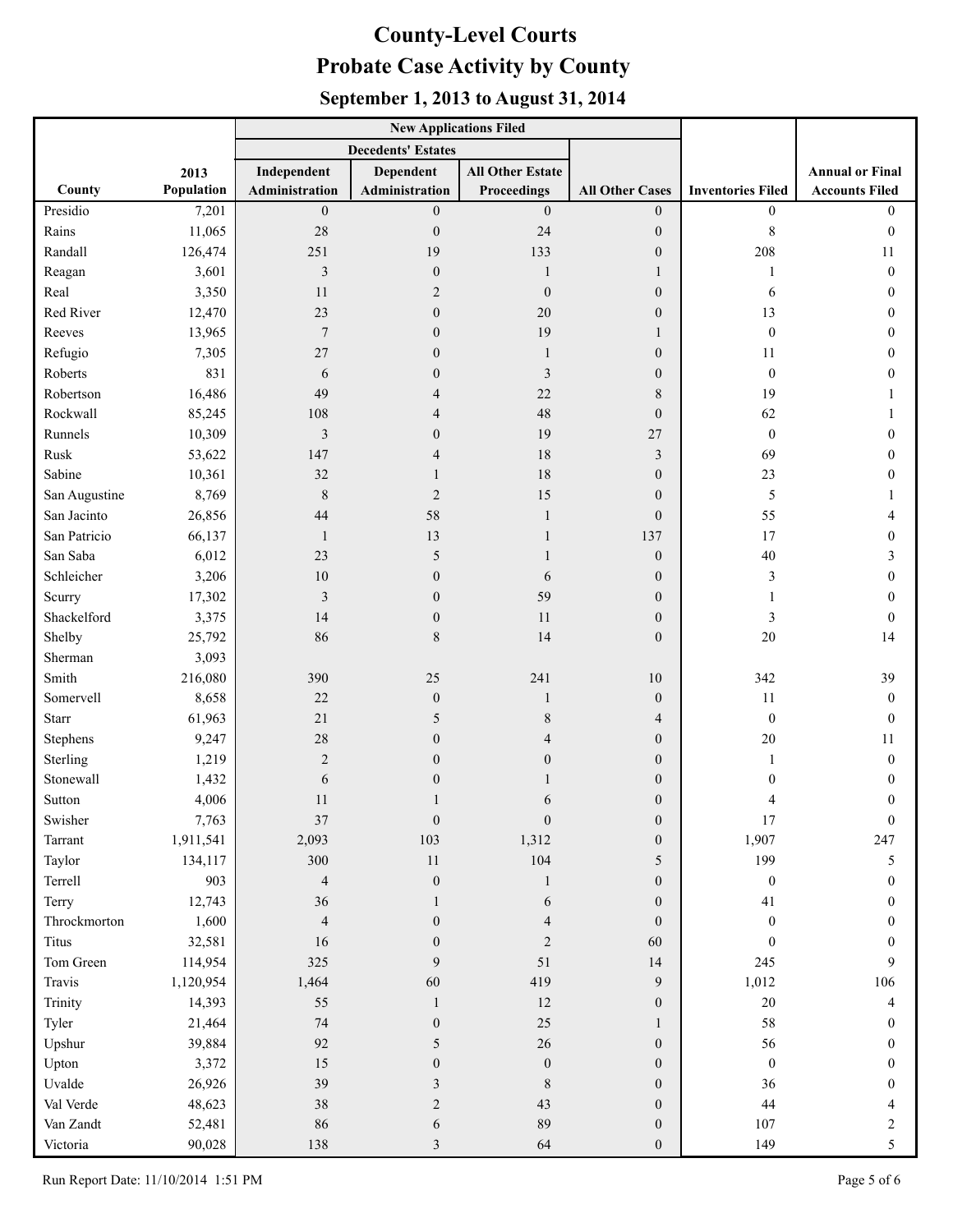# County-Level Courts
# Probate Case Activity by County
## September 1, 2013 to August 31, 2014

| | | New Applications Filed | | | | | |
|---|---|---|---|---|---|---|---|
| | | Decedents' Estates | | | | | |
| County | 2013 Population | Independent Administration | Dependent Administration | All Other Estate Proceedings | All Other Cases | Inventories Filed | Annual or Final Accounts Filed |
| Presidio | 7,201 | 0 | 0 | 0 | 0 | 0 | 0 |
| Rains | 11,065 | 28 | 0 | 24 | 0 | 8 | 0 |
| Randall | 126,474 | 251 | 19 | 133 | 0 | 208 | 11 |
| Reagan | 3,601 | 3 | 0 | 1 | 1 | 1 | 0 |
| Real | 3,350 | 11 | 2 | 0 | 0 | 6 | 0 |
| Red River | 12,470 | 23 | 0 | 20 | 0 | 13 | 0 |
| Reeves | 13,965 | 7 | 0 | 19 | 1 | 0 | 0 |
| Refugio | 7,305 | 27 | 0 | 1 | 0 | 11 | 0 |
| Roberts | 831 | 6 | 0 | 3 | 0 | 0 | 0 |
| Robertson | 16,486 | 49 | 4 | 22 | 8 | 19 | 1 |
| Rockwall | 85,245 | 108 | 4 | 48 | 0 | 62 | 1 |
| Runnels | 10,309 | 3 | 0 | 19 | 27 | 0 | 0 |
| Rusk | 53,622 | 147 | 4 | 18 | 3 | 69 | 0 |
| Sabine | 10,361 | 32 | 1 | 18 | 0 | 23 | 0 |
| San Augustine | 8,769 | 8 | 2 | 15 | 0 | 5 | 1 |
| San Jacinto | 26,856 | 44 | 58 | 1 | 0 | 55 | 4 |
| San Patricio | 66,137 | 1 | 13 | 1 | 137 | 17 | 0 |
| San Saba | 6,012 | 23 | 5 | 1 | 0 | 40 | 3 |
| Schleicher | 3,206 | 10 | 0 | 6 | 0 | 3 | 0 |
| Scurry | 17,302 | 3 | 0 | 59 | 0 | 1 | 0 |
| Shackelford | 3,375 | 14 | 0 | 11 | 0 | 3 | 0 |
| Shelby | 25,792 | 86 | 8 | 14 | 0 | 20 | 14 |
| Sherman | 3,093 | | | | | | |
| Smith | 216,080 | 390 | 25 | 241 | 10 | 342 | 39 |
| Somervell | 8,658 | 22 | 0 | 1 | 0 | 11 | 0 |
| Starr | 61,963 | 21 | 5 | 8 | 4 | 0 | 0 |
| Stephens | 9,247 | 28 | 0 | 4 | 0 | 20 | 11 |
| Sterling | 1,219 | 2 | 0 | 0 | 0 | 1 | 0 |
| Stonewall | 1,432 | 6 | 0 | 1 | 0 | 0 | 0 |
| Sutton | 4,006 | 11 | 1 | 6 | 0 | 4 | 0 |
| Swisher | 7,763 | 37 | 0 | 0 | 0 | 17 | 0 |
| Tarrant | 1,911,541 | 2,093 | 103 | 1,312 | 0 | 1,907 | 247 |
| Taylor | 134,117 | 300 | 11 | 104 | 5 | 199 | 5 |
| Terrell | 903 | 4 | 0 | 1 | 0 | 0 | 0 |
| Terry | 12,743 | 36 | 1 | 6 | 0 | 41 | 0 |
| Throckmorton | 1,600 | 4 | 0 | 4 | 0 | 0 | 0 |
| Titus | 32,581 | 16 | 0 | 2 | 60 | 0 | 0 |
| Tom Green | 114,954 | 325 | 9 | 51 | 14 | 245 | 9 |
| Travis | 1,120,954 | 1,464 | 60 | 419 | 9 | 1,012 | 106 |
| Trinity | 14,393 | 55 | 1 | 12 | 0 | 20 | 4 |
| Tyler | 21,464 | 74 | 0 | 25 | 1 | 58 | 0 |
| Upshur | 39,884 | 92 | 5 | 26 | 0 | 56 | 0 |
| Upton | 3,372 | 15 | 0 | 0 | 0 | 0 | 0 |
| Uvalde | 26,926 | 39 | 3 | 8 | 0 | 36 | 0 |
| Val Verde | 48,623 | 38 | 2 | 43 | 0 | 44 | 4 |
| Van Zandt | 52,481 | 86 | 6 | 89 | 0 | 107 | 2 |
| Victoria | 90,028 | 138 | 3 | 64 | 0 | 149 | 5 |

Run Report Date: 11/10/2014 1:51 PM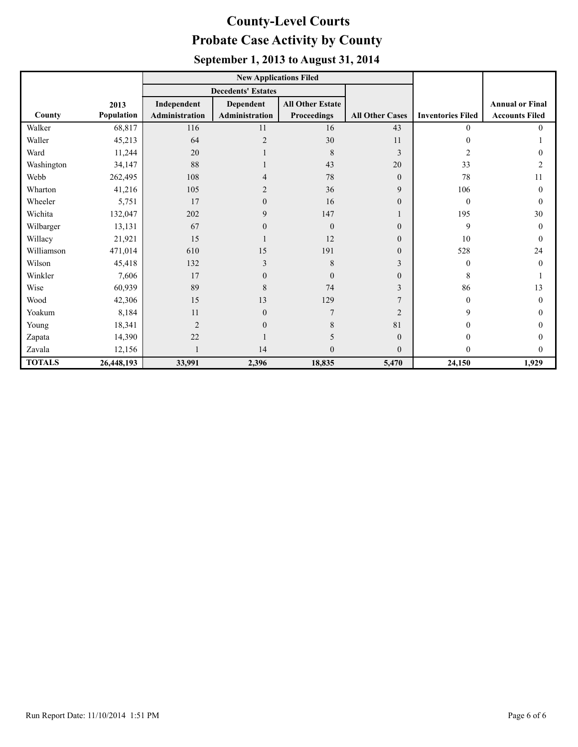# County-Level Courts
# Probate Case Activity by County
## September 1, 2013 to August 31, 2014

| | | New Applications Filed | | | | | |
|---|---|---|---|---|---|---|---|
| | | Decedents' Estates | | | | | |
| County | 2013 Population | Independent Administration | Dependent Administration | All Other Estate Proceedings | All Other Cases | Inventories Filed | Annual or Final Accounts Filed |
| Walker | 68,817 | 116 | 11 | 16 | 43 | 0 | 0 |
| Waller | 45,213 | 64 | 2 | 30 | 11 | 0 | 1 |
| Ward | 11,244 | 20 | 1 | 8 | 3 | 2 | 0 |
| Washington | 34,147 | 88 | 1 | 43 | 20 | 33 | 2 |
| Webb | 262,495 | 108 | 4 | 78 | 0 | 78 | 11 |
| Wharton | 41,216 | 105 | 2 | 36 | 9 | 106 | 0 |
| Wheeler | 5,751 | 17 | 0 | 16 | 0 | 0 | 0 |
| Wichita | 132,047 | 202 | 9 | 147 | 1 | 195 | 30 |
| Wilbarger | 13,131 | 67 | 0 | 0 | 0 | 9 | 0 |
| Willacy | 21,921 | 15 | 1 | 12 | 0 | 10 | 0 |
| Williamson | 471,014 | 610 | 15 | 191 | 0 | 528 | 24 |
| Wilson | 45,418 | 132 | 3 | 8 | 3 | 0 | 0 |
| Winkler | 7,606 | 17 | 0 | 0 | 0 | 8 | 1 |
| Wise | 60,939 | 89 | 8 | 74 | 3 | 86 | 13 |
| Wood | 42,306 | 15 | 13 | 129 | 7 | 0 | 0 |
| Yoakum | 8,184 | 11 | 0 | 7 | 2 | 9 | 0 |
| Young | 18,341 | 2 | 0 | 8 | 81 | 0 | 0 |
| Zapata | 14,390 | 22 | 1 | 5 | 0 | 0 | 0 |
| Zavala | 12,156 | 1 | 14 | 0 | 0 | 0 | 0 |
| **TOTALS** | **26,448,193** | **33,991** | **2,396** | **18,835** | **5,470** | **24,150** | **1,929** |

Run Report Date: 11/10/2014 1:51 PM